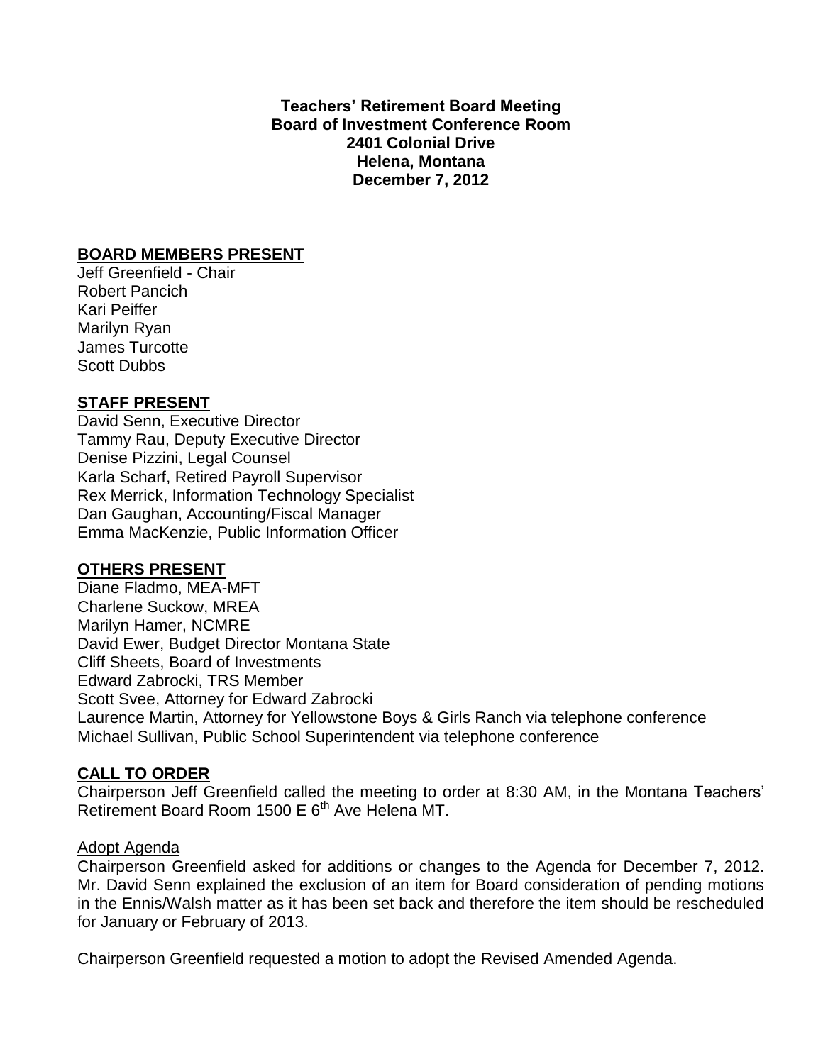**Teachers' Retirement Board Meeting**
**Board of Investment Conference Room**
**2401 Colonial Drive**
**Helena, Montana**
**December 7, 2012**

## BOARD MEMBERS PRESENT

Jeff Greenfield - Chair
Robert Pancich
Kari Peiffer
Marilyn Ryan
James Turcotte
Scott Dubbs

## STAFF PRESENT

David Senn, Executive Director
Tammy Rau, Deputy Executive Director
Denise Pizzini, Legal Counsel
Karla Scharf, Retired Payroll Supervisor
Rex Merrick, Information Technology Specialist
Dan Gaughan, Accounting/Fiscal Manager
Emma MacKenzie, Public Information Officer

## OTHERS PRESENT

Diane Fladmo, MEA-MFT
Charlene Suckow, MREA
Marilyn Hamer, NCMRE
David Ewer, Budget Director Montana State
Cliff Sheets, Board of Investments
Edward Zabrocki, TRS Member
Scott Svee, Attorney for Edward Zabrocki
Laurence Martin, Attorney for Yellowstone Boys & Girls Ranch via telephone conference
Michael Sullivan, Public School Superintendent via telephone conference

## CALL TO ORDER

Chairperson Jeff Greenfield called the meeting to order at 8:30 AM, in the Montana Teachers' Retirement Board Room 1500 E 6th Ave Helena MT.

Adopt Agenda

Chairperson Greenfield asked for additions or changes to the Agenda for December 7, 2012. Mr. David Senn explained the exclusion of an item for Board consideration of pending motions in the Ennis/Walsh matter as it has been set back and therefore the item should be rescheduled for January or February of 2013.

Chairperson Greenfield requested a motion to adopt the Revised Amended Agenda.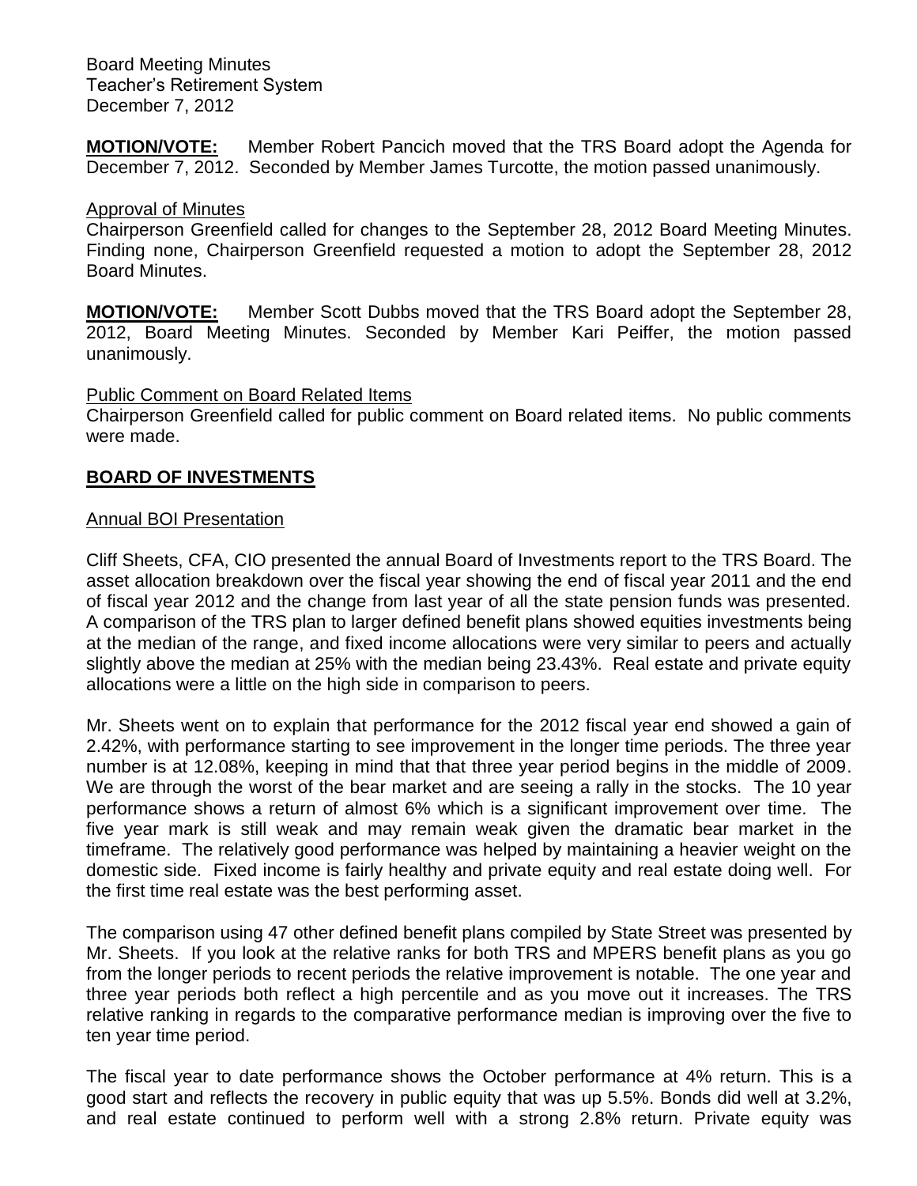Board Meeting Minutes
Teacher's Retirement System
December 7, 2012

**MOTION/VOTE:** Member Robert Pancich moved that the TRS Board adopt the Agenda for December 7, 2012. Seconded by Member James Turcotte, the motion passed unanimously.

Approval of Minutes

Chairperson Greenfield called for changes to the September 28, 2012 Board Meeting Minutes. Finding none, Chairperson Greenfield requested a motion to adopt the September 28, 2012 Board Minutes.

**MOTION/VOTE:** Member Scott Dubbs moved that the TRS Board adopt the September 28, 2012, Board Meeting Minutes. Seconded by Member Kari Peiffer, the motion passed unanimously.

Public Comment on Board Related Items

Chairperson Greenfield called for public comment on Board related items. No public comments were made.

## BOARD OF INVESTMENTS

Annual BOI Presentation

Cliff Sheets, CFA, CIO presented the annual Board of Investments report to the TRS Board. The asset allocation breakdown over the fiscal year showing the end of fiscal year 2011 and the end of fiscal year 2012 and the change from last year of all the state pension funds was presented. A comparison of the TRS plan to larger defined benefit plans showed equities investments being at the median of the range, and fixed income allocations were very similar to peers and actually slightly above the median at 25% with the median being 23.43%. Real estate and private equity allocations were a little on the high side in comparison to peers.

Mr. Sheets went on to explain that performance for the 2012 fiscal year end showed a gain of 2.42%, with performance starting to see improvement in the longer time periods. The three year number is at 12.08%, keeping in mind that that three year period begins in the middle of 2009. We are through the worst of the bear market and are seeing a rally in the stocks. The 10 year performance shows a return of almost 6% which is a significant improvement over time. The five year mark is still weak and may remain weak given the dramatic bear market in the timeframe. The relatively good performance was helped by maintaining a heavier weight on the domestic side. Fixed income is fairly healthy and private equity and real estate doing well. For the first time real estate was the best performing asset.

The comparison using 47 other defined benefit plans compiled by State Street was presented by Mr. Sheets. If you look at the relative ranks for both TRS and MPERS benefit plans as you go from the longer periods to recent periods the relative improvement is notable. The one year and three year periods both reflect a high percentile and as you move out it increases. The TRS relative ranking in regards to the comparative performance median is improving over the five to ten year time period.

The fiscal year to date performance shows the October performance at 4% return. This is a good start and reflects the recovery in public equity that was up 5.5%. Bonds did well at 3.2%, and real estate continued to perform well with a strong 2.8% return. Private equity was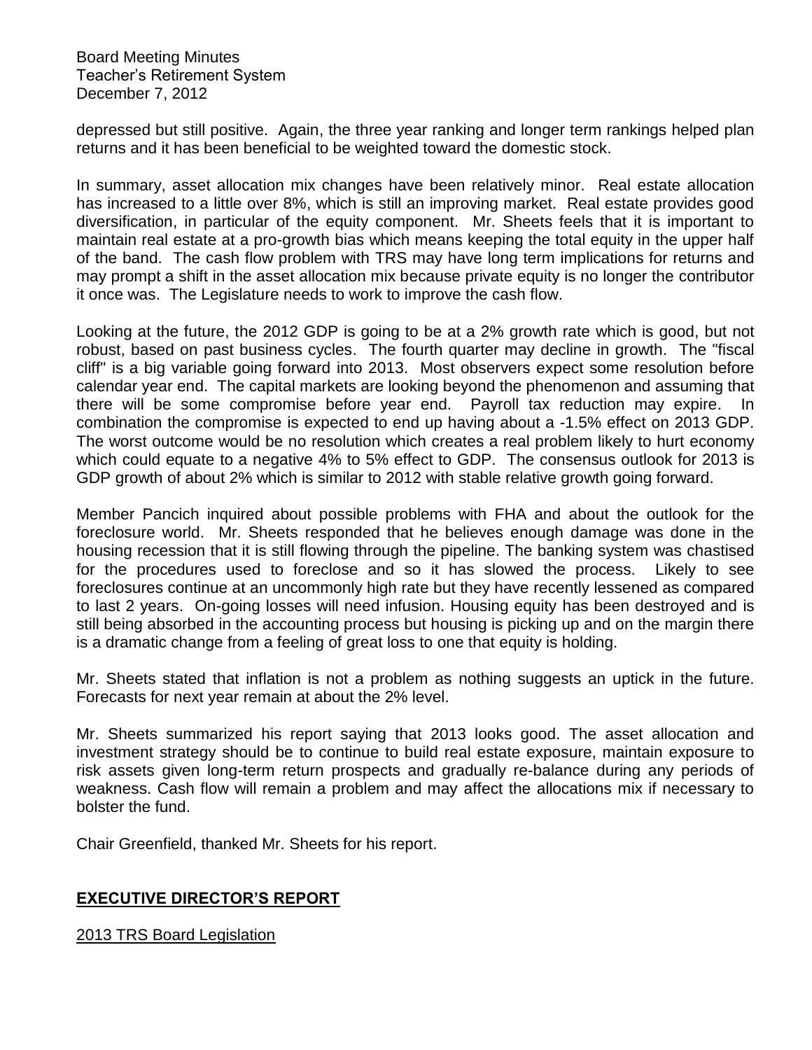depressed but still positive. Again, the three year ranking and longer term rankings helped plan returns and it has been beneficial to be weighted toward the domestic stock.

In summary, asset allocation mix changes have been relatively minor. Real estate allocation has increased to a little over 8%, which is still an improving market. Real estate provides good diversification, in particular of the equity component. Mr. Sheets feels that it is important to maintain real estate at a pro-growth bias which means keeping the total equity in the upper half of the band. The cash flow problem with TRS may have long term implications for returns and may prompt a shift in the asset allocation mix because private equity is no longer the contributor it once was. The Legislature needs to work to improve the cash flow.

Looking at the future, the 2012 GDP is going to be at a 2% growth rate which is good, but not robust, based on past business cycles. The fourth quarter may decline in growth. The "fiscal cliff" is a big variable going forward into 2013. Most observers expect some resolution before calendar year end. The capital markets are looking beyond the phenomenon and assuming that there will be some compromise before year end. Payroll tax reduction may expire. In combination the compromise is expected to end up having about a -1.5% effect on 2013 GDP. The worst outcome would be no resolution which creates a real problem likely to hurt economy which could equate to a negative 4% to 5% effect to GDP. The consensus outlook for 2013 is GDP growth of about 2% which is similar to 2012 with stable relative growth going forward.

Member Pancich inquired about possible problems with FHA and about the outlook for the foreclosure world. Mr. Sheets responded that he believes enough damage was done in the housing recession that it is still flowing through the pipeline. The banking system was chastised for the procedures used to foreclose and so it has slowed the process. Likely to see foreclosures continue at an uncommonly high rate but they have recently lessened as compared to last 2 years. On-going losses will need infusion. Housing equity has been destroyed and is still being absorbed in the accounting process but housing is picking up and on the margin there is a dramatic change from a feeling of great loss to one that equity is holding.

Mr. Sheets stated that inflation is not a problem as nothing suggests an uptick in the future. Forecasts for next year remain at about the 2% level.

Mr. Sheets summarized his report saying that 2013 looks good. The asset allocation and investment strategy should be to continue to build real estate exposure, maintain exposure to risk assets given long-term return prospects and gradually re-balance during any periods of weakness. Cash flow will remain a problem and may affect the allocations mix if necessary to bolster the fund.

Chair Greenfield, thanked Mr. Sheets for his report.

## EXECUTIVE DIRECTOR'S REPORT

### 2013 TRS Board Legislation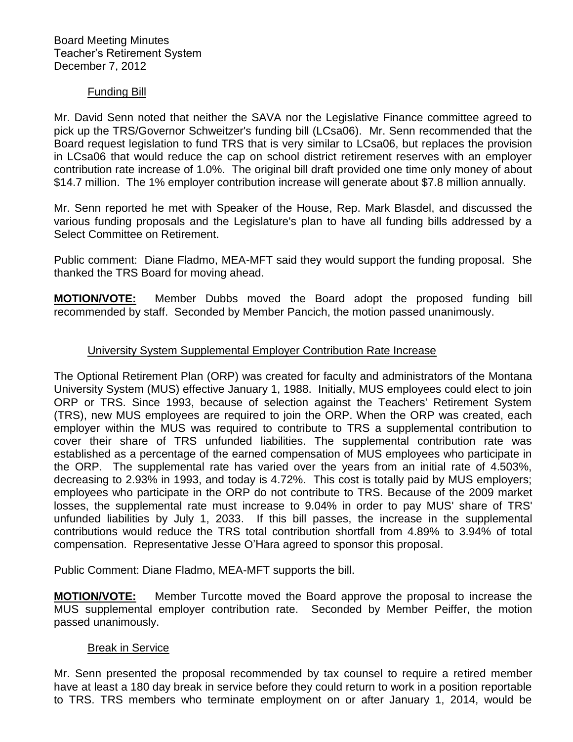Funding Bill

Mr. David Senn noted that neither the SAVA nor the Legislative Finance committee agreed to pick up the TRS/Governor Schweitzer's funding bill (LCsa06). Mr. Senn recommended that the Board request legislation to fund TRS that is very similar to LCsa06, but replaces the provision in LCsa06 that would reduce the cap on school district retirement reserves with an employer contribution rate increase of 1.0%. The original bill draft provided one time only money of about \$14.7 million. The 1% employer contribution increase will generate about \$7.8 million annually.

Mr. Senn reported he met with Speaker of the House, Rep. Mark Blasdel, and discussed the various funding proposals and the Legislature's plan to have all funding bills addressed by a Select Committee on Retirement.

Public comment: Diane Fladmo, MEA-MFT said they would support the funding proposal. She thanked the TRS Board for moving ahead.

**MOTION/VOTE:** Member Dubbs moved the Board adopt the proposed funding bill recommended by staff. Seconded by Member Pancich, the motion passed unanimously.

University System Supplemental Employer Contribution Rate Increase

The Optional Retirement Plan (ORP) was created for faculty and administrators of the Montana University System (MUS) effective January 1, 1988. Initially, MUS employees could elect to join ORP or TRS. Since 1993, because of selection against the Teachers' Retirement System (TRS), new MUS employees are required to join the ORP. When the ORP was created, each employer within the MUS was required to contribute to TRS a supplemental contribution to cover their share of TRS unfunded liabilities. The supplemental contribution rate was established as a percentage of the earned compensation of MUS employees who participate in the ORP. The supplemental rate has varied over the years from an initial rate of 4.503%, decreasing to 2.93% in 1993, and today is 4.72%. This cost is totally paid by MUS employers; employees who participate in the ORP do not contribute to TRS. Because of the 2009 market losses, the supplemental rate must increase to 9.04% in order to pay MUS' share of TRS' unfunded liabilities by July 1, 2033. If this bill passes, the increase in the supplemental contributions would reduce the TRS total contribution shortfall from 4.89% to 3.94% of total compensation. Representative Jesse O'Hara agreed to sponsor this proposal.

Public Comment: Diane Fladmo, MEA-MFT supports the bill.

**MOTION/VOTE:** Member Turcotte moved the Board approve the proposal to increase the MUS supplemental employer contribution rate. Seconded by Member Peiffer, the motion passed unanimously.

Break in Service

Mr. Senn presented the proposal recommended by tax counsel to require a retired member have at least a 180 day break in service before they could return to work in a position reportable to TRS. TRS members who terminate employment on or after January 1, 2014, would be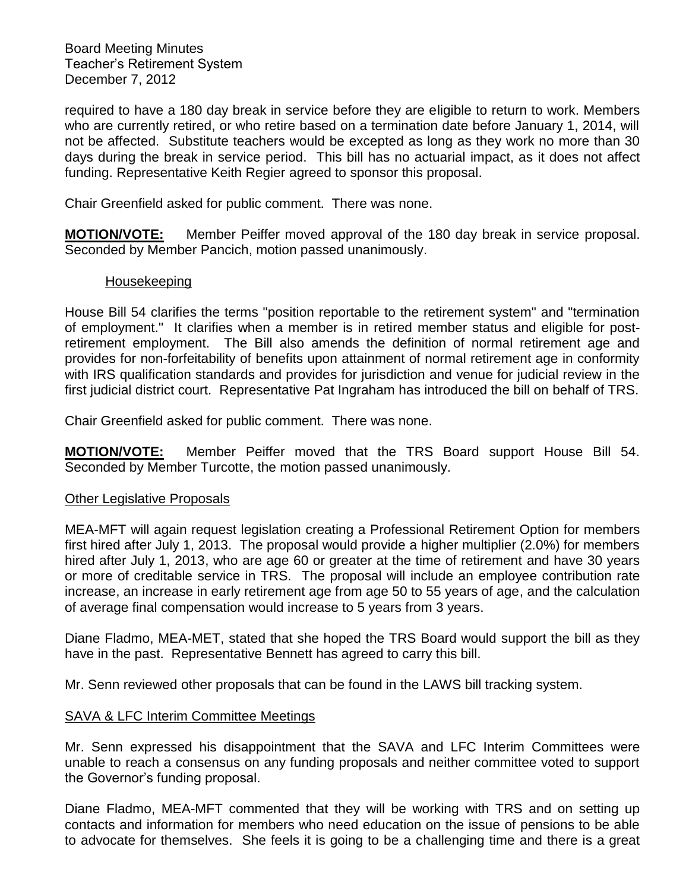required to have a 180 day break in service before they are eligible to return to work. Members who are currently retired, or who retire based on a termination date before January 1, 2014, will not be affected. Substitute teachers would be excepted as long as they work no more than 30 days during the break in service period. This bill has no actuarial impact, as it does not affect funding. Representative Keith Regier agreed to sponsor this proposal.

Chair Greenfield asked for public comment. There was none.

**MOTION/VOTE:** Member Peiffer moved approval of the 180 day break in service proposal. Seconded by Member Pancich, motion passed unanimously.

Housekeeping

House Bill 54 clarifies the terms "position reportable to the retirement system" and "termination of employment." It clarifies when a member is in retired member status and eligible for post-retirement employment. The Bill also amends the definition of normal retirement age and provides for non-forfeitability of benefits upon attainment of normal retirement age in conformity with IRS qualification standards and provides for jurisdiction and venue for judicial review in the first judicial district court. Representative Pat Ingraham has introduced the bill on behalf of TRS.

Chair Greenfield asked for public comment. There was none.

**MOTION/VOTE:** Member Peiffer moved that the TRS Board support House Bill 54. Seconded by Member Turcotte, the motion passed unanimously.

Other Legislative Proposals

MEA-MFT will again request legislation creating a Professional Retirement Option for members first hired after July 1, 2013. The proposal would provide a higher multiplier (2.0%) for members hired after July 1, 2013, who are age 60 or greater at the time of retirement and have 30 years or more of creditable service in TRS. The proposal will include an employee contribution rate increase, an increase in early retirement age from age 50 to 55 years of age, and the calculation of average final compensation would increase to 5 years from 3 years.

Diane Fladmo, MEA-MET, stated that she hoped the TRS Board would support the bill as they have in the past. Representative Bennett has agreed to carry this bill.

Mr. Senn reviewed other proposals that can be found in the LAWS bill tracking system.

SAVA & LFC Interim Committee Meetings

Mr. Senn expressed his disappointment that the SAVA and LFC Interim Committees were unable to reach a consensus on any funding proposals and neither committee voted to support the Governor's funding proposal.

Diane Fladmo, MEA-MFT commented that they will be working with TRS and on setting up contacts and information for members who need education on the issue of pensions to be able to advocate for themselves. She feels it is going to be a challenging time and there is a great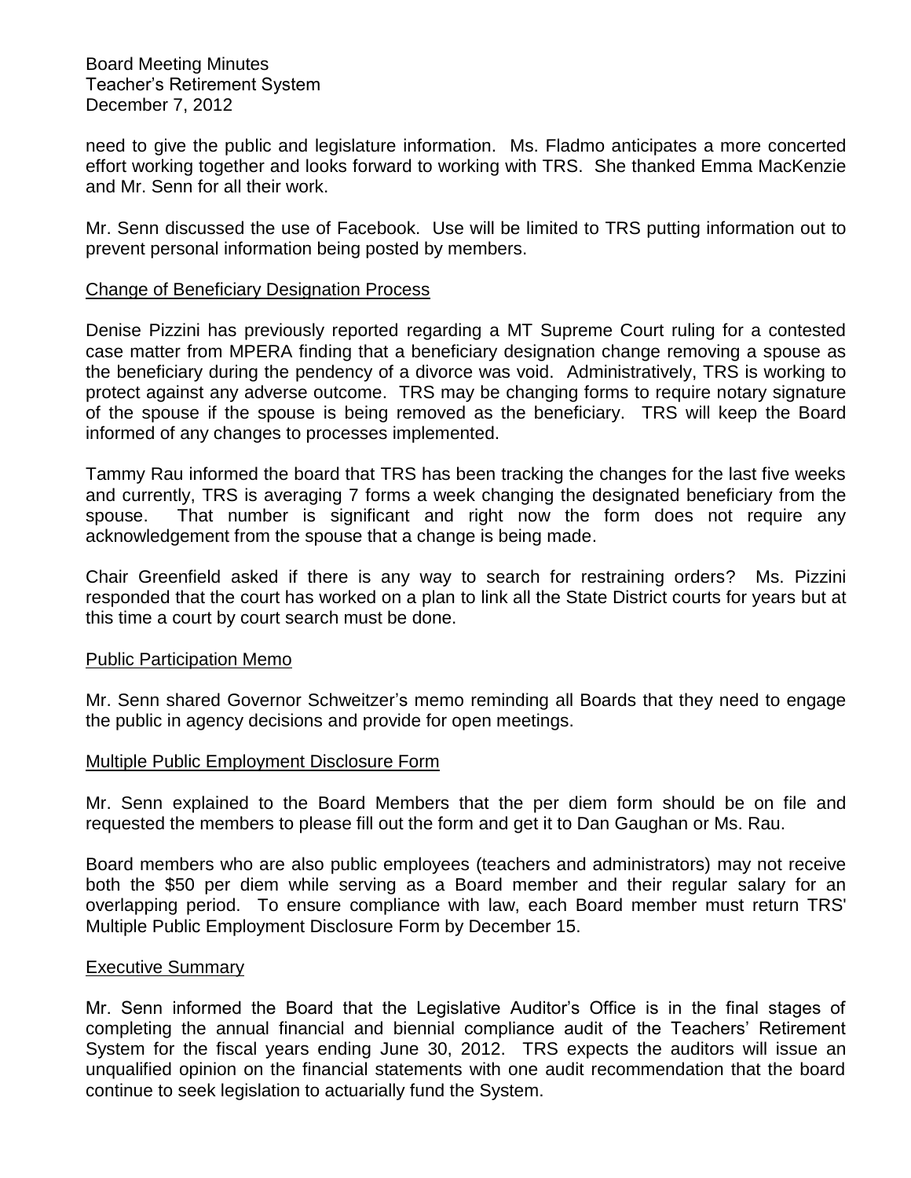need to give the public and legislature information. Ms. Fladmo anticipates a more concerted effort working together and looks forward to working with TRS. She thanked Emma MacKenzie and Mr. Senn for all their work.

Mr. Senn discussed the use of Facebook. Use will be limited to TRS putting information out to prevent personal information being posted by members.

## Change of Beneficiary Designation Process

Denise Pizzini has previously reported regarding a MT Supreme Court ruling for a contested case matter from MPERA finding that a beneficiary designation change removing a spouse as the beneficiary during the pendency of a divorce was void. Administratively, TRS is working to protect against any adverse outcome. TRS may be changing forms to require notary signature of the spouse if the spouse is being removed as the beneficiary. TRS will keep the Board informed of any changes to processes implemented.

Tammy Rau informed the board that TRS has been tracking the changes for the last five weeks and currently, TRS is averaging 7 forms a week changing the designated beneficiary from the spouse. That number is significant and right now the form does not require any acknowledgement from the spouse that a change is being made.

Chair Greenfield asked if there is any way to search for restraining orders? Ms. Pizzini responded that the court has worked on a plan to link all the State District courts for years but at this time a court by court search must be done.

## Public Participation Memo

Mr. Senn shared Governor Schweitzer's memo reminding all Boards that they need to engage the public in agency decisions and provide for open meetings.

## Multiple Public Employment Disclosure Form

Mr. Senn explained to the Board Members that the per diem form should be on file and requested the members to please fill out the form and get it to Dan Gaughan or Ms. Rau.

Board members who are also public employees (teachers and administrators) may not receive both the $50 per diem while serving as a Board member and their regular salary for an overlapping period. To ensure compliance with law, each Board member must return TRS' Multiple Public Employment Disclosure Form by December 15.

## Executive Summary

Mr. Senn informed the Board that the Legislative Auditor's Office is in the final stages of completing the annual financial and biennial compliance audit of the Teachers' Retirement System for the fiscal years ending June 30, 2012. TRS expects the auditors will issue an unqualified opinion on the financial statements with one audit recommendation that the board continue to seek legislation to actuarially fund the System.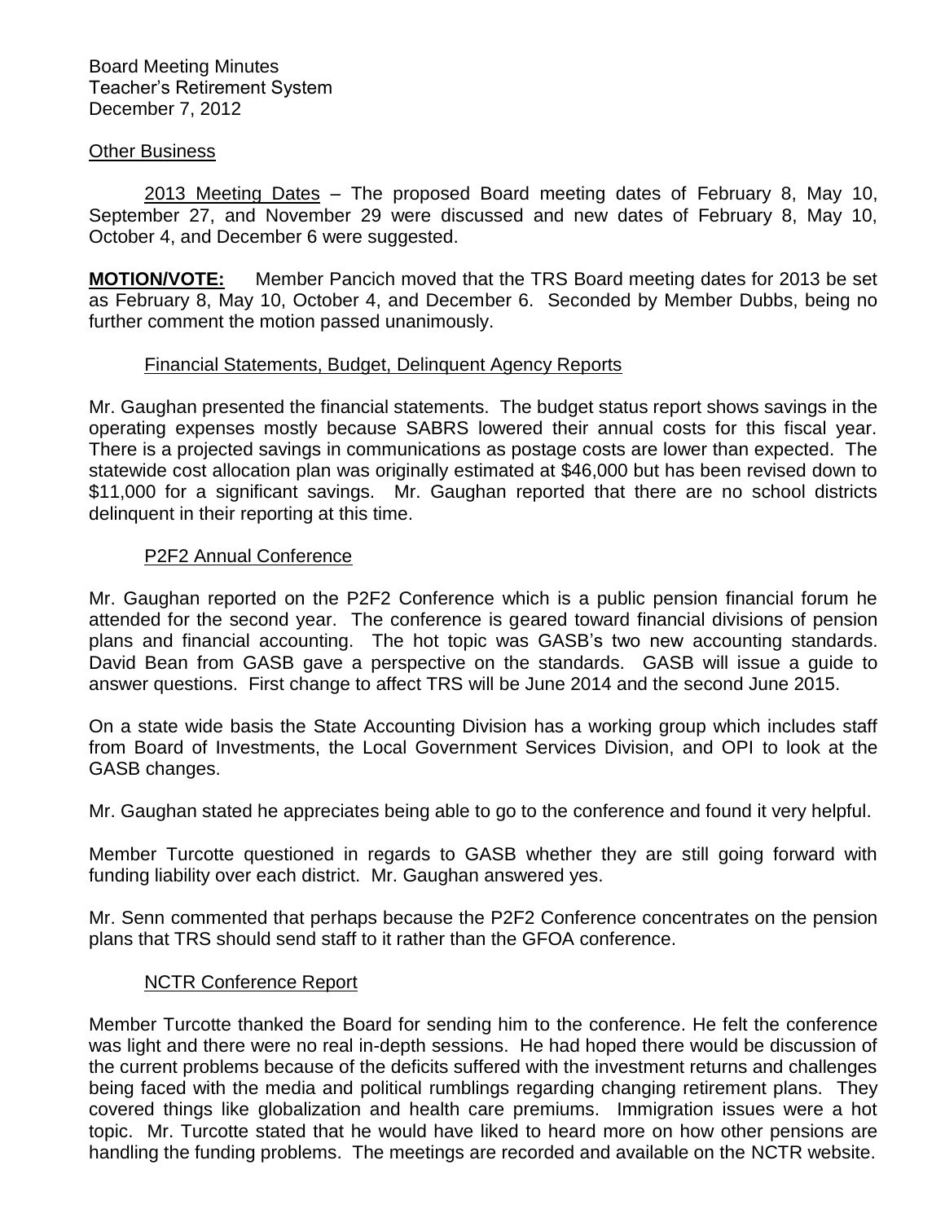Board Meeting Minutes
Teacher's Retirement System
December 7, 2012

Other Business

2013 Meeting Dates – The proposed Board meeting dates of February 8, May 10, September 27, and November 29 were discussed and new dates of February 8, May 10, October 4, and December 6 were suggested.

**MOTION/VOTE:** Member Pancich moved that the TRS Board meeting dates for 2013 be set as February 8, May 10, October 4, and December 6. Seconded by Member Dubbs, being no further comment the motion passed unanimously.

Financial Statements, Budget, Delinquent Agency Reports

Mr. Gaughan presented the financial statements. The budget status report shows savings in the operating expenses mostly because SABRS lowered their annual costs for this fiscal year. There is a projected savings in communications as postage costs are lower than expected. The statewide cost allocation plan was originally estimated at $46,000 but has been revised down to $11,000 for a significant savings. Mr. Gaughan reported that there are no school districts delinquent in their reporting at this time.

P2F2 Annual Conference

Mr. Gaughan reported on the P2F2 Conference which is a public pension financial forum he attended for the second year. The conference is geared toward financial divisions of pension plans and financial accounting. The hot topic was GASB's two new accounting standards. David Bean from GASB gave a perspective on the standards. GASB will issue a guide to answer questions. First change to affect TRS will be June 2014 and the second June 2015.

On a state wide basis the State Accounting Division has a working group which includes staff from Board of Investments, the Local Government Services Division, and OPI to look at the GASB changes.

Mr. Gaughan stated he appreciates being able to go to the conference and found it very helpful.

Member Turcotte questioned in regards to GASB whether they are still going forward with funding liability over each district. Mr. Gaughan answered yes.

Mr. Senn commented that perhaps because the P2F2 Conference concentrates on the pension plans that TRS should send staff to it rather than the GFOA conference.

NCTR Conference Report

Member Turcotte thanked the Board for sending him to the conference. He felt the conference was light and there were no real in-depth sessions. He had hoped there would be discussion of the current problems because of the deficits suffered with the investment returns and challenges being faced with the media and political rumblings regarding changing retirement plans. They covered things like globalization and health care premiums. Immigration issues were a hot topic. Mr. Turcotte stated that he would have liked to heard more on how other pensions are handling the funding problems. The meetings are recorded and available on the NCTR website.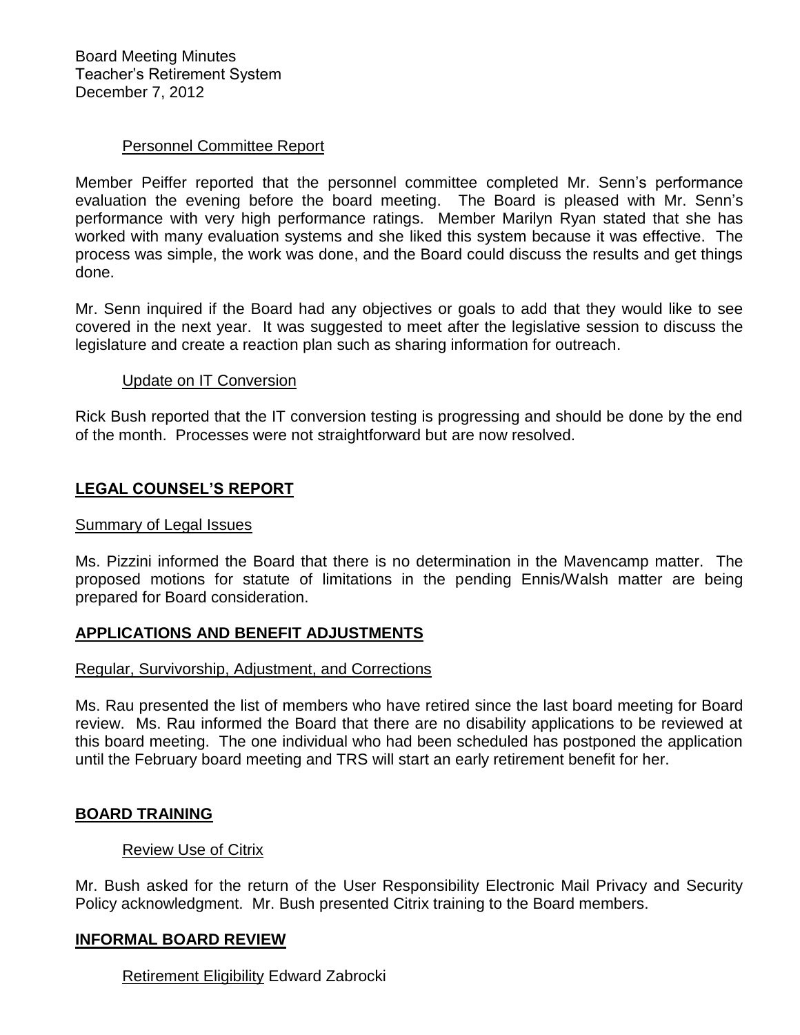#### Personnel Committee Report

Member Peiffer reported that the personnel committee completed Mr. Senn's performance evaluation the evening before the board meeting. The Board is pleased with Mr. Senn's performance with very high performance ratings. Member Marilyn Ryan stated that she has worked with many evaluation systems and she liked this system because it was effective. The process was simple, the work was done, and the Board could discuss the results and get things done.

Mr. Senn inquired if the Board had any objectives or goals to add that they would like to see covered in the next year. It was suggested to meet after the legislative session to discuss the legislature and create a reaction plan such as sharing information for outreach.

#### Update on IT Conversion

Rick Bush reported that the IT conversion testing is progressing and should be done by the end of the month. Processes were not straightforward but are now resolved.

## LEGAL COUNSEL'S REPORT

#### Summary of Legal Issues

Ms. Pizzini informed the Board that there is no determination in the Mavencamp matter. The proposed motions for statute of limitations in the pending Ennis/Walsh matter are being prepared for Board consideration.

## APPLICATIONS AND BENEFIT ADJUSTMENTS

#### Regular, Survivorship, Adjustment, and Corrections

Ms. Rau presented the list of members who have retired since the last board meeting for Board review. Ms. Rau informed the Board that there are no disability applications to be reviewed at this board meeting. The one individual who had been scheduled has postponed the application until the February board meeting and TRS will start an early retirement benefit for her.

## BOARD TRAINING

#### Review Use of Citrix

Mr. Bush asked for the return of the User Responsibility Electronic Mail Privacy and Security Policy acknowledgment. Mr. Bush presented Citrix training to the Board members.

## INFORMAL BOARD REVIEW

#### Retirement Eligibility Edward Zabrocki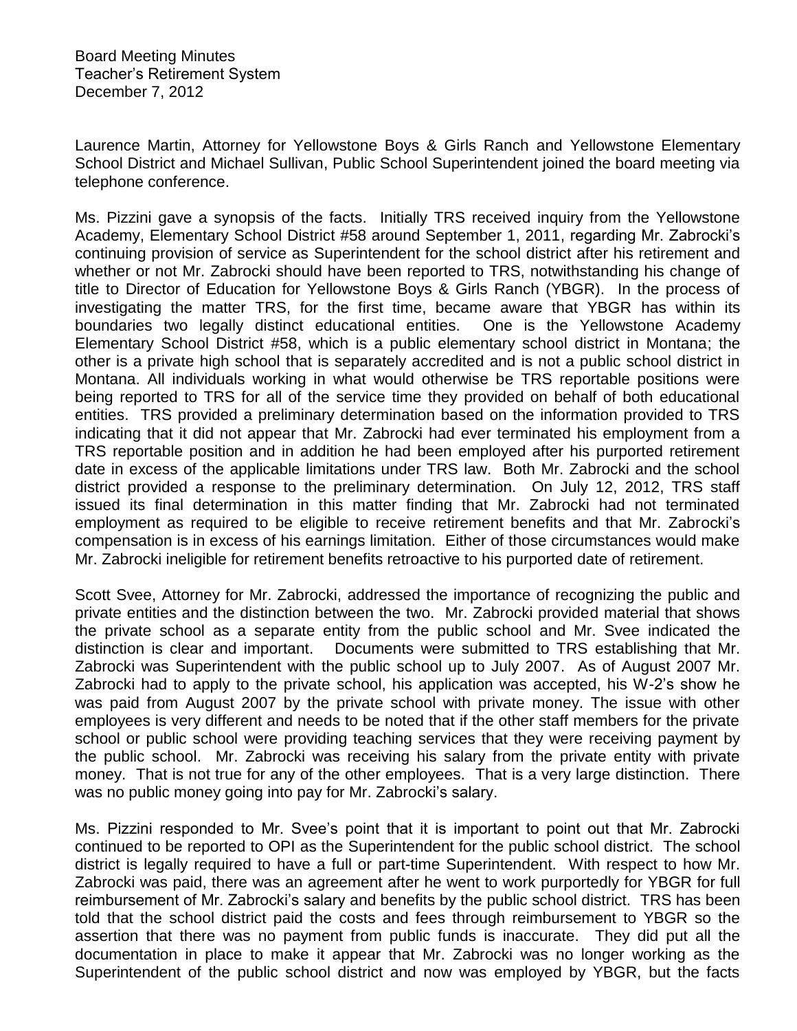Board Meeting Minutes
Teacher's Retirement System
December 7, 2012

Laurence Martin, Attorney for Yellowstone Boys & Girls Ranch and Yellowstone Elementary School District and Michael Sullivan, Public School Superintendent joined the board meeting via telephone conference.

Ms. Pizzini gave a synopsis of the facts. Initially TRS received inquiry from the Yellowstone Academy, Elementary School District #58 around September 1, 2011, regarding Mr. Zabrocki's continuing provision of service as Superintendent for the school district after his retirement and whether or not Mr. Zabrocki should have been reported to TRS, notwithstanding his change of title to Director of Education for Yellowstone Boys & Girls Ranch (YBGR). In the process of investigating the matter TRS, for the first time, became aware that YBGR has within its boundaries two legally distinct educational entities. One is the Yellowstone Academy Elementary School District #58, which is a public elementary school district in Montana; the other is a private high school that is separately accredited and is not a public school district in Montana. All individuals working in what would otherwise be TRS reportable positions were being reported to TRS for all of the service time they provided on behalf of both educational entities. TRS provided a preliminary determination based on the information provided to TRS indicating that it did not appear that Mr. Zabrocki had ever terminated his employment from a TRS reportable position and in addition he had been employed after his purported retirement date in excess of the applicable limitations under TRS law. Both Mr. Zabrocki and the school district provided a response to the preliminary determination. On July 12, 2012, TRS staff issued its final determination in this matter finding that Mr. Zabrocki had not terminated employment as required to be eligible to receive retirement benefits and that Mr. Zabrocki's compensation is in excess of his earnings limitation. Either of those circumstances would make Mr. Zabrocki ineligible for retirement benefits retroactive to his purported date of retirement.

Scott Svee, Attorney for Mr. Zabrocki, addressed the importance of recognizing the public and private entities and the distinction between the two. Mr. Zabrocki provided material that shows the private school as a separate entity from the public school and Mr. Svee indicated the distinction is clear and important. Documents were submitted to TRS establishing that Mr. Zabrocki was Superintendent with the public school up to July 2007. As of August 2007 Mr. Zabrocki had to apply to the private school, his application was accepted, his W-2's show he was paid from August 2007 by the private school with private money. The issue with other employees is very different and needs to be noted that if the other staff members for the private school or public school were providing teaching services that they were receiving payment by the public school. Mr. Zabrocki was receiving his salary from the private entity with private money. That is not true for any of the other employees. That is a very large distinction. There was no public money going into pay for Mr. Zabrocki's salary.

Ms. Pizzini responded to Mr. Svee's point that it is important to point out that Mr. Zabrocki continued to be reported to OPI as the Superintendent for the public school district. The school district is legally required to have a full or part-time Superintendent. With respect to how Mr. Zabrocki was paid, there was an agreement after he went to work purportedly for YBGR for full reimbursement of Mr. Zabrocki's salary and benefits by the public school district. TRS has been told that the school district paid the costs and fees through reimbursement to YBGR so the assertion that there was no payment from public funds is inaccurate. They did put all the documentation in place to make it appear that Mr. Zabrocki was no longer working as the Superintendent of the public school district and now was employed by YBGR, but the facts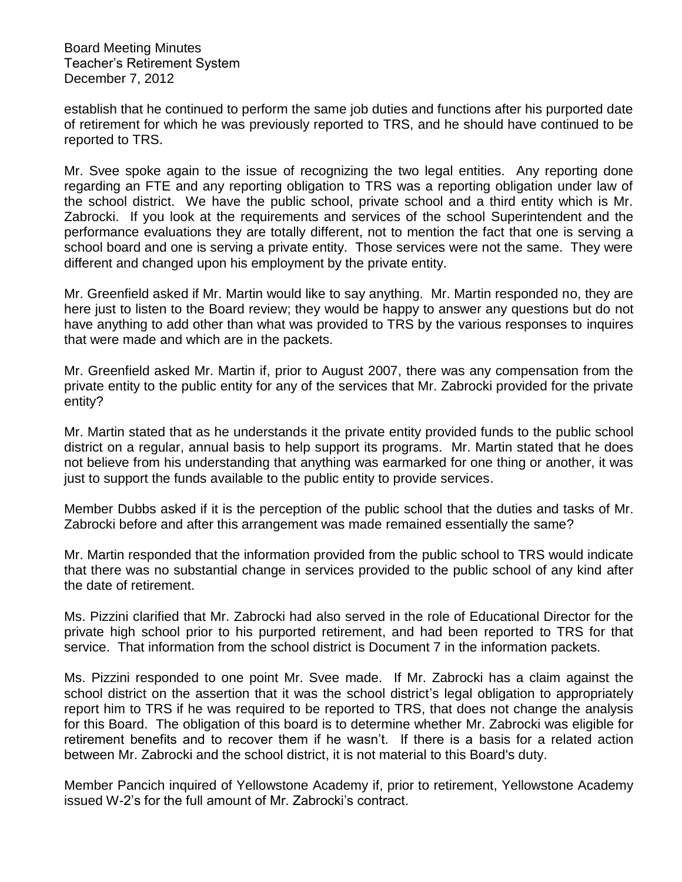establish that he continued to perform the same job duties and functions after his purported date of retirement for which he was previously reported to TRS, and he should have continued to be reported to TRS.

Mr. Svee spoke again to the issue of recognizing the two legal entities. Any reporting done regarding an FTE and any reporting obligation to TRS was a reporting obligation under law of the school district. We have the public school, private school and a third entity which is Mr. Zabrocki. If you look at the requirements and services of the school Superintendent and the performance evaluations they are totally different, not to mention the fact that one is serving a school board and one is serving a private entity. Those services were not the same. They were different and changed upon his employment by the private entity.

Mr. Greenfield asked if Mr. Martin would like to say anything. Mr. Martin responded no, they are here just to listen to the Board review; they would be happy to answer any questions but do not have anything to add other than what was provided to TRS by the various responses to inquires that were made and which are in the packets.

Mr. Greenfield asked Mr. Martin if, prior to August 2007, there was any compensation from the private entity to the public entity for any of the services that Mr. Zabrocki provided for the private entity?

Mr. Martin stated that as he understands it the private entity provided funds to the public school district on a regular, annual basis to help support its programs. Mr. Martin stated that he does not believe from his understanding that anything was earmarked for one thing or another, it was just to support the funds available to the public entity to provide services.

Member Dubbs asked if it is the perception of the public school that the duties and tasks of Mr. Zabrocki before and after this arrangement was made remained essentially the same?

Mr. Martin responded that the information provided from the public school to TRS would indicate that there was no substantial change in services provided to the public school of any kind after the date of retirement.

Ms. Pizzini clarified that Mr. Zabrocki had also served in the role of Educational Director for the private high school prior to his purported retirement, and had been reported to TRS for that service. That information from the school district is Document 7 in the information packets.

Ms. Pizzini responded to one point Mr. Svee made. If Mr. Zabrocki has a claim against the school district on the assertion that it was the school district's legal obligation to appropriately report him to TRS if he was required to be reported to TRS, that does not change the analysis for this Board. The obligation of this board is to determine whether Mr. Zabrocki was eligible for retirement benefits and to recover them if he wasn't. If there is a basis for a related action between Mr. Zabrocki and the school district, it is not material to this Board's duty.

Member Pancich inquired of Yellowstone Academy if, prior to retirement, Yellowstone Academy issued W-2's for the full amount of Mr. Zabrocki's contract.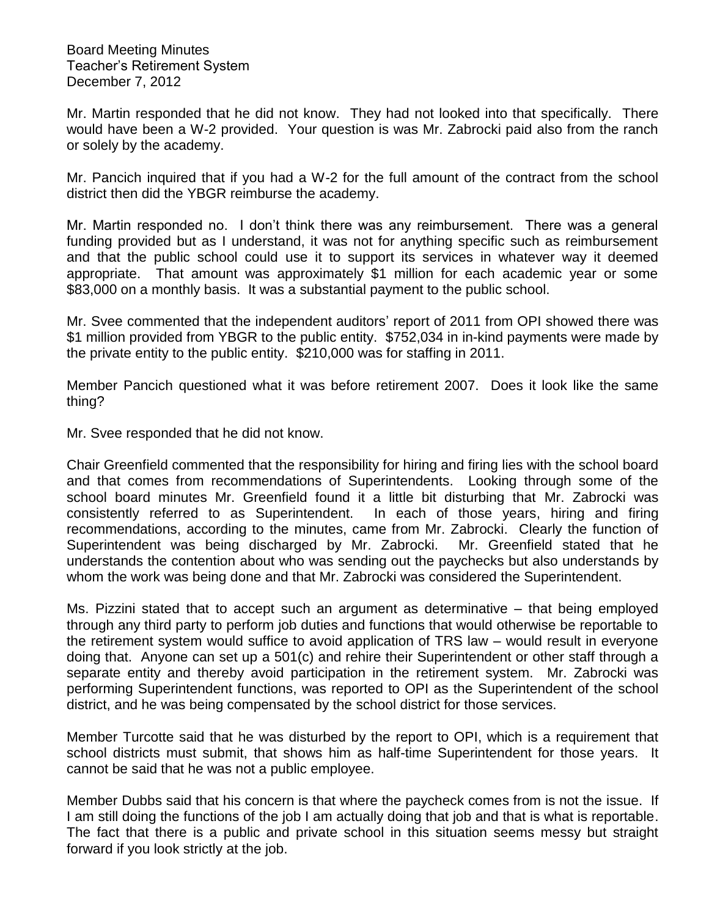Mr. Martin responded that he did not know. They had not looked into that specifically. There would have been a W-2 provided. Your question is was Mr. Zabrocki paid also from the ranch or solely by the academy.

Mr. Pancich inquired that if you had a W-2 for the full amount of the contract from the school district then did the YBGR reimburse the academy.

Mr. Martin responded no. I don't think there was any reimbursement. There was a general funding provided but as I understand, it was not for anything specific such as reimbursement and that the public school could use it to support its services in whatever way it deemed appropriate. That amount was approximately $1 million for each academic year or some $83,000 on a monthly basis. It was a substantial payment to the public school.

Mr. Svee commented that the independent auditors' report of 2011 from OPI showed there was $1 million provided from YBGR to the public entity. $752,034 in in-kind payments were made by the private entity to the public entity. $210,000 was for staffing in 2011.

Member Pancich questioned what it was before retirement 2007. Does it look like the same thing?

Mr. Svee responded that he did not know.

Chair Greenfield commented that the responsibility for hiring and firing lies with the school board and that comes from recommendations of Superintendents. Looking through some of the school board minutes Mr. Greenfield found it a little bit disturbing that Mr. Zabrocki was consistently referred to as Superintendent. In each of those years, hiring and firing recommendations, according to the minutes, came from Mr. Zabrocki. Clearly the function of Superintendent was being discharged by Mr. Zabrocki. Mr. Greenfield stated that he understands the contention about who was sending out the paychecks but also understands by whom the work was being done and that Mr. Zabrocki was considered the Superintendent.

Ms. Pizzini stated that to accept such an argument as determinative – that being employed through any third party to perform job duties and functions that would otherwise be reportable to the retirement system would suffice to avoid application of TRS law – would result in everyone doing that. Anyone can set up a 501(c) and rehire their Superintendent or other staff through a separate entity and thereby avoid participation in the retirement system. Mr. Zabrocki was performing Superintendent functions, was reported to OPI as the Superintendent of the school district, and he was being compensated by the school district for those services.

Member Turcotte said that he was disturbed by the report to OPI, which is a requirement that school districts must submit, that shows him as half-time Superintendent for those years. It cannot be said that he was not a public employee.

Member Dubbs said that his concern is that where the paycheck comes from is not the issue. If I am still doing the functions of the job I am actually doing that job and that is what is reportable. The fact that there is a public and private school in this situation seems messy but straight forward if you look strictly at the job.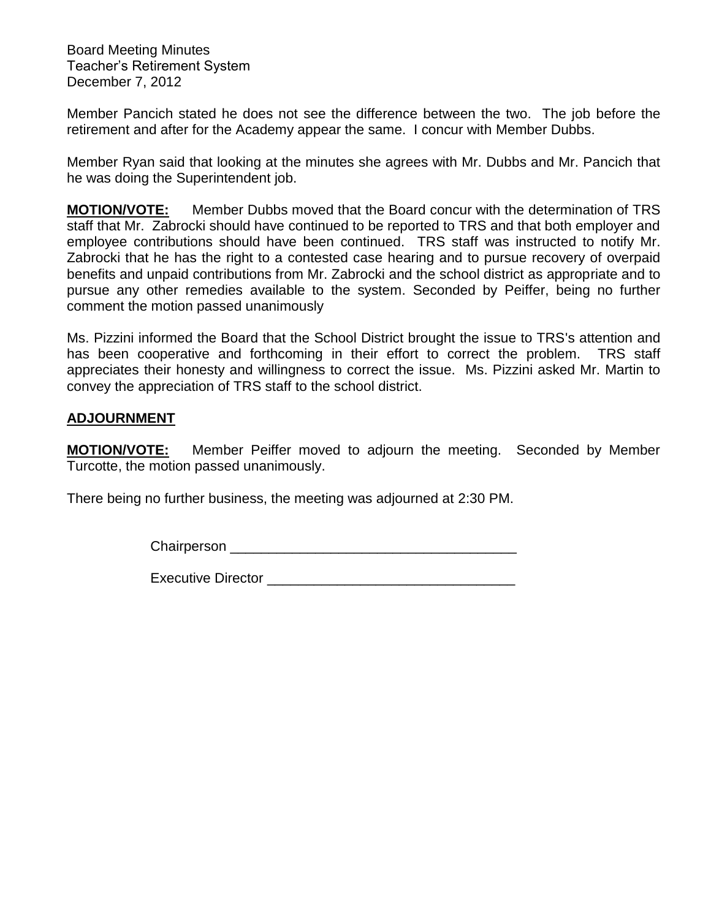Member Pancich stated he does not see the difference between the two. The job before the retirement and after for the Academy appear the same. I concur with Member Dubbs.

Member Ryan said that looking at the minutes she agrees with Mr. Dubbs and Mr. Pancich that he was doing the Superintendent job.

**MOTION/VOTE:** Member Dubbs moved that the Board concur with the determination of TRS staff that Mr. Zabrocki should have continued to be reported to TRS and that both employer and employee contributions should have been continued. TRS staff was instructed to notify Mr. Zabrocki that he has the right to a contested case hearing and to pursue recovery of overpaid benefits and unpaid contributions from Mr. Zabrocki and the school district as appropriate and to pursue any other remedies available to the system. Seconded by Peiffer, being no further comment the motion passed unanimously

Ms. Pizzini informed the Board that the School District brought the issue to TRS's attention and has been cooperative and forthcoming in their effort to correct the problem. TRS staff appreciates their honesty and willingness to correct the issue. Ms. Pizzini asked Mr. Martin to convey the appreciation of TRS staff to the school district.

## ADJOURNMENT

**MOTION/VOTE:** Member Peiffer moved to adjourn the meeting. Seconded by Member Turcotte, the motion passed unanimously.

There being no further business, the meeting was adjourned at 2:30 PM.

Chairperson _____________________________________

Executive Director ________________________________